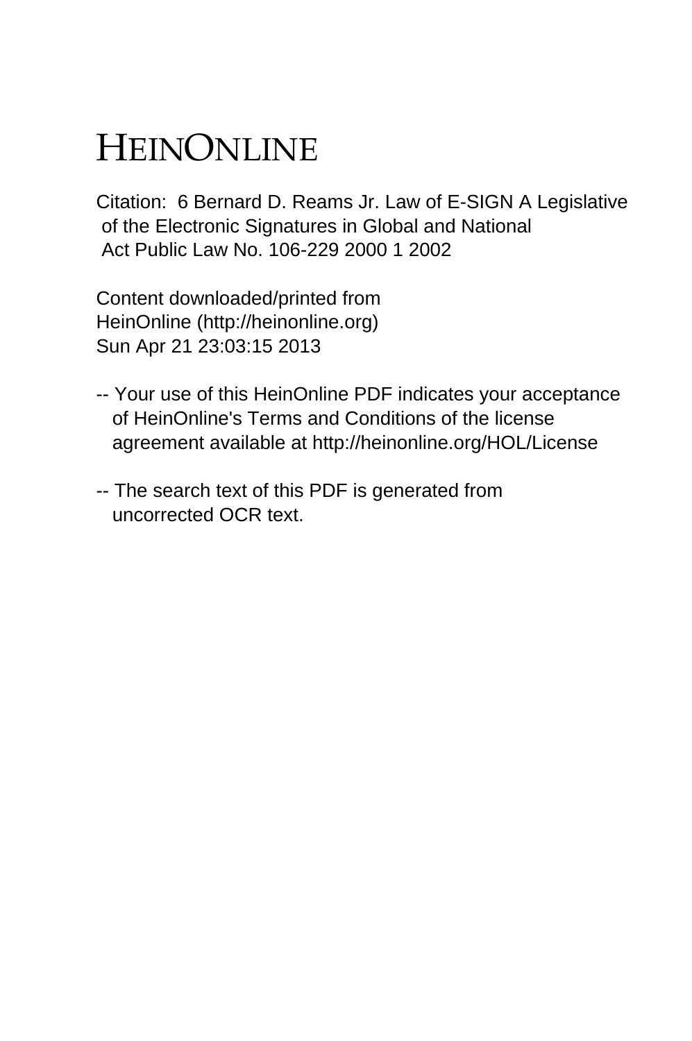# HEINONLINE

Citation: 6 Bernard D. Reams Jr. Law of E-SIGN A Legislative of the Electronic Signatures in Global and National Act Public Law No. 106-229 2000 1 2002

Content downloaded/printed from HeinOnline (http://heinonline.org) Sun Apr 21 23:03:15 2013

-- Your use of this HeinOnline PDF indicates your acceptance of HeinOnline's Terms and Conditions of the license agreement available at http://heinonline.org/HOL/License

-- The search text of this PDF is generated from uncorrected OCR text.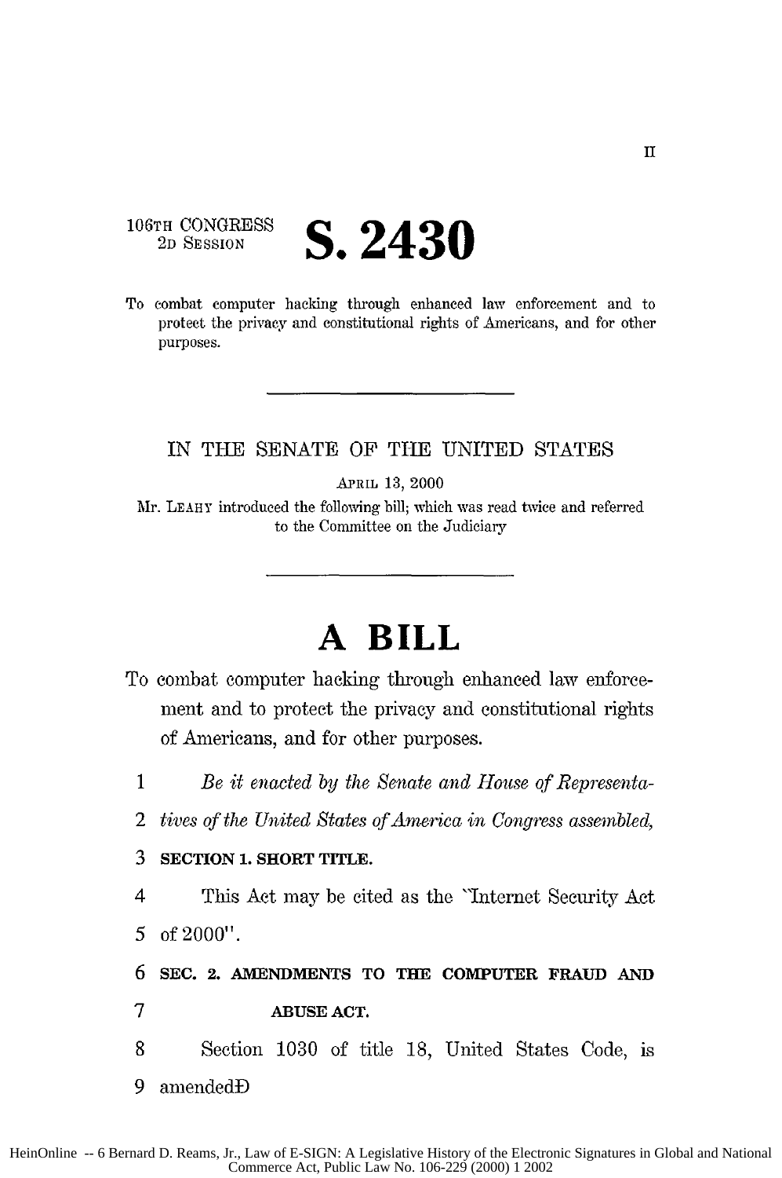106TH CONGRESS
2D SESSION

# S. 2430

To combat computer hacking through enhanced law enforcement and to protect the privacy and constitutional rights of Americans, and for other purposes.

---

IN THE SENATE OF THE UNITED STATES

APRIL 13, 2000

Mr. LEAHY introduced the following bill; which was read twice and referred to the Committee on the Judiciary

---

# A BILL

To combat computer hacking through enhanced law enforcement and to protect the privacy and constitutional rights of Americans, and for other purposes.

1 *Be it enacted by the Senate and House of Representa-*
2 *tives of the United States of America in Congress assembled,*

3 **SECTION 1. SHORT TITLE.**

4 This Act may be cited as the "Internet Security Act
5 of 2000".

6 **SEC. 2. AMENDMENTS TO THE COMPUTER FRAUD AND**
7 **ABUSE ACT.**

8 Section 1030 of title 18, United States Code, is
9 amendedÐ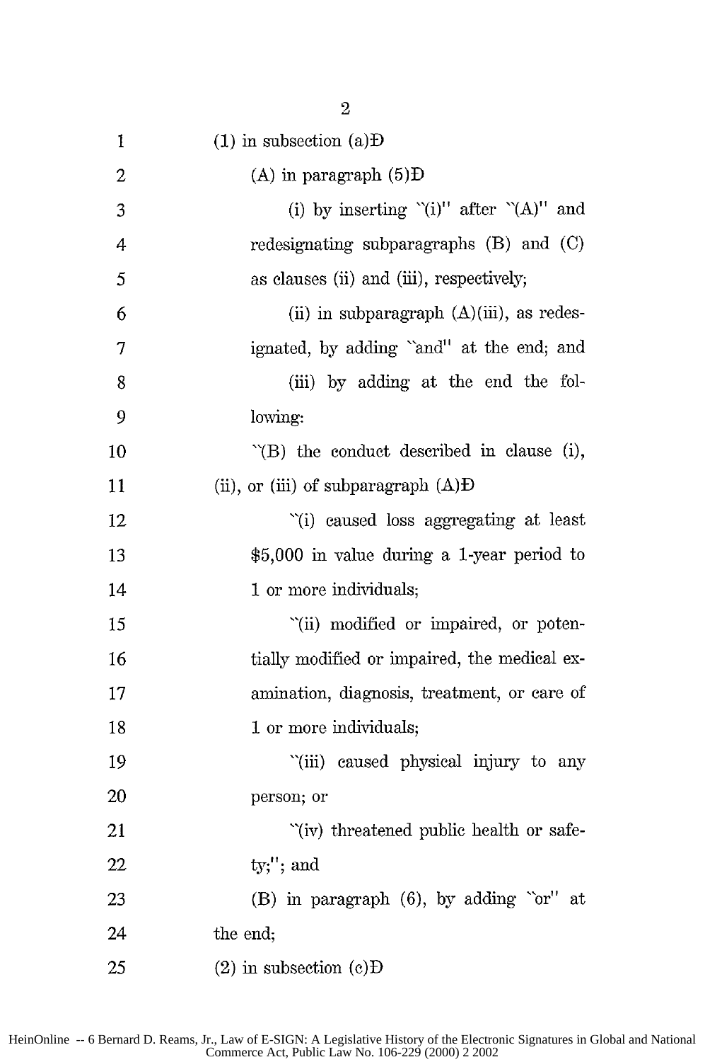(1) in subsection (a)Ð

(A) in paragraph (5)Ð

(i) by inserting ``(i)'' after ``(A)'' and redesignating subparagraphs (B) and (C) as clauses (ii) and (iii), respectively;

(ii) in subparagraph (A)(iii), as redesignated, by adding ``and'' at the end; and

(iii) by adding at the end the following:

``(B) the conduct described in clause (i), (ii), or (iii) of subparagraph (A)Ð

``(i) caused loss aggregating at least $5,000 in value during a 1-year period to 1 or more individuals;

``(ii) modified or impaired, or potentially modified or impaired, the medical examination, diagnosis, treatment, or care of 1 or more individuals;

``(iii) caused physical injury to any person; or

``(iv) threatened public health or safety;''; and

(B) in paragraph (6), by adding ``or'' at the end;

(2) in subsection (c)Ð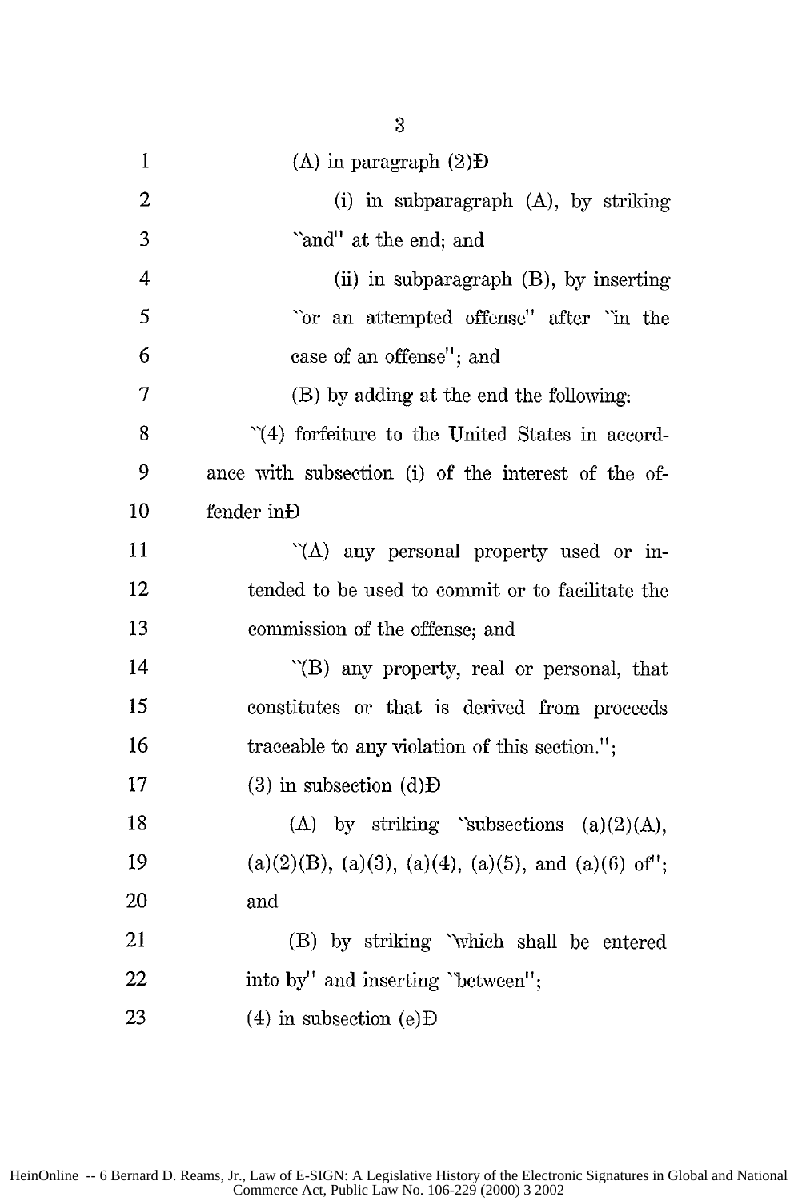(A) in paragraph (2)Ð

(i) in subparagraph (A), by striking "and" at the end; and

(ii) in subparagraph (B), by inserting "or an attempted offense" after "in the case of an offense"; and

(B) by adding at the end the following:

"(4) forfeiture to the United States in accordance with subsection (i) of the interest of the offender inÐ

"(A) any personal property used or intended to be used to commit or to facilitate the commission of the offense; and

"(B) any property, real or personal, that constitutes or that is derived from proceeds traceable to any violation of this section.";

(3) in subsection (d)Ð

(A) by striking "subsections (a)(2)(A), (a)(2)(B), (a)(3), (a)(4), (a)(5), and (a)(6) of"; and

(B) by striking "which shall be entered into by" and inserting "between";

(4) in subsection (e)Ð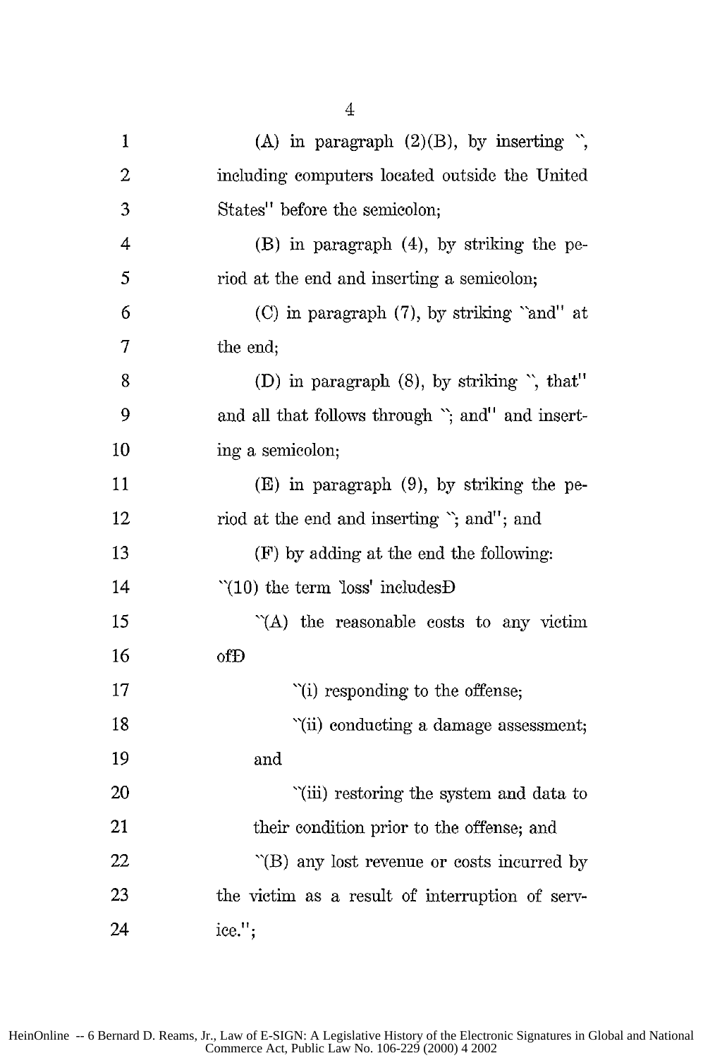(A) in paragraph (2)(B), by inserting ", including computers located outside the United States" before the semicolon;

(B) in paragraph (4), by striking the period at the end and inserting a semicolon;

(C) in paragraph (7), by striking "and" at the end;

(D) in paragraph (8), by striking ", that" and all that follows through "; and" and inserting a semicolon;

(E) in paragraph (9), by striking the period at the end and inserting "; and"; and

(F) by adding at the end the following:

"(10) the term 'loss' includesĐ

"(A) the reasonable costs to any victim ofĐ

"(i) responding to the offense;

"(ii) conducting a damage assessment; and

"(iii) restoring the system and data to their condition prior to the offense; and

"(B) any lost revenue or costs incurred by the victim as a result of interruption of service.";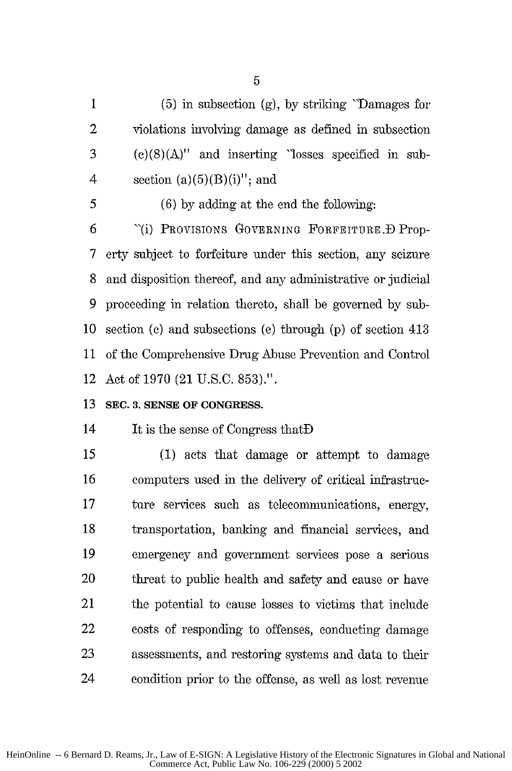(5) in subsection (g), by striking "Damages for violations involving damage as defined in subsection (e)(8)(A)" and inserting "losses specified in subsection (a)(5)(B)(i)"; and

(6) by adding at the end the following:

"(i) PROVISIONS GOVERNING FORFEITURE.—Property subject to forfeiture under this section, any seizure and disposition thereof, and any administrative or judicial proceeding in relation thereto, shall be governed by subsection (c) and subsections (e) through (p) of section 413 of the Comprehensive Drug Abuse Prevention and Control Act of 1970 (21 U.S.C. 853).".

**SEC. 3. SENSE OF CONGRESS.**

It is the sense of Congress that—

(1) acts that damage or attempt to damage computers used in the delivery of critical infrastructure services such as telecommunications, energy, transportation, banking and financial services, and emergency and government services pose a serious threat to public health and safety and cause or have the potential to cause losses to victims that include costs of responding to offenses, conducting damage assessments, and restoring systems and data to their condition prior to the offense, as well as lost revenue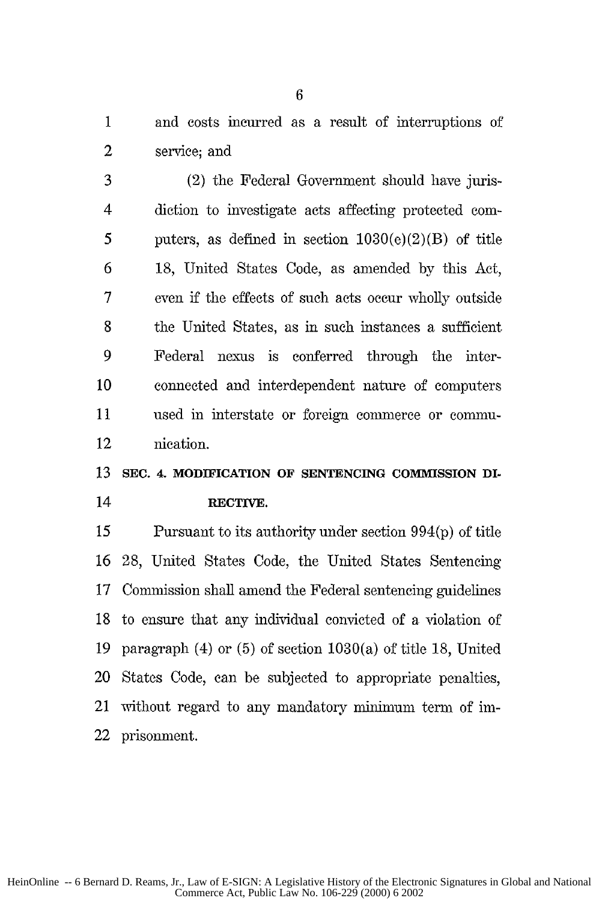and costs incurred as a result of interruptions of service; and

(2) the Federal Government should have jurisdiction to investigate acts affecting protected computers, as defined in section 1030(e)(2)(B) of title 18, United States Code, as amended by this Act, even if the effects of such acts occur wholly outside the United States, as in such instances a sufficient Federal nexus is conferred through the interconnected and interdependent nature of computers used in interstate or foreign commerce or communication.

**SEC. 4. MODIFICATION OF SENTENCING COMMISSION DIRECTIVE.**

Pursuant to its authority under section 994(p) of title 28, United States Code, the United States Sentencing Commission shall amend the Federal sentencing guidelines to ensure that any individual convicted of a violation of paragraph (4) or (5) of section 1030(a) of title 18, United States Code, can be subjected to appropriate penalties, without regard to any mandatory minimum term of imprisonment.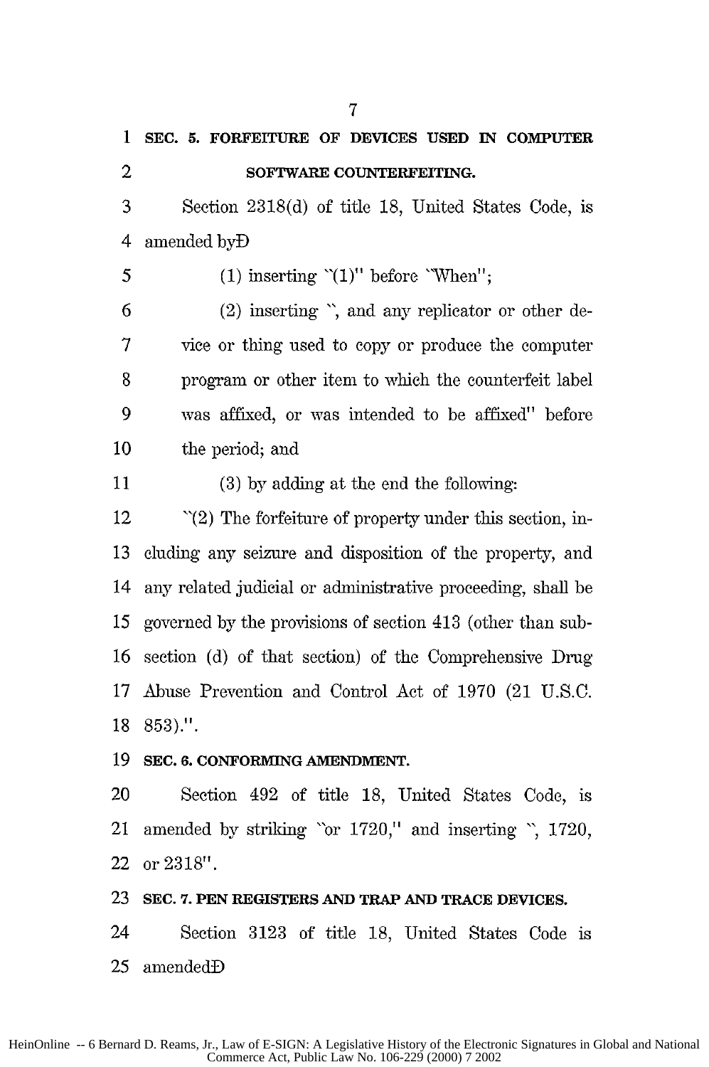**SEC. 5. FORFEITURE OF DEVICES USED IN COMPUTER SOFTWARE COUNTERFEITING.**

Section 2318(d) of title 18, United States Code, is amended by—

(1) inserting "(1)" before "When";

(2) inserting ", and any replicator or other device or thing used to copy or produce the computer program or other item to which the counterfeit label was affixed, or was intended to be affixed" before the period; and

(3) by adding at the end the following:

"(2) The forfeiture of property under this section, including any seizure and disposition of the property, and any related judicial or administrative proceeding, shall be governed by the provisions of section 413 (other than subsection (d) of that section) of the Comprehensive Drug Abuse Prevention and Control Act of 1970 (21 U.S.C. 853).".

**SEC. 6. CONFORMING AMENDMENT.**

Section 492 of title 18, United States Code, is amended by striking "or 1720," and inserting ", 1720, or 2318".

**SEC. 7. PEN REGISTERS AND TRAP AND TRACE DEVICES.**

Section 3123 of title 18, United States Code is amended—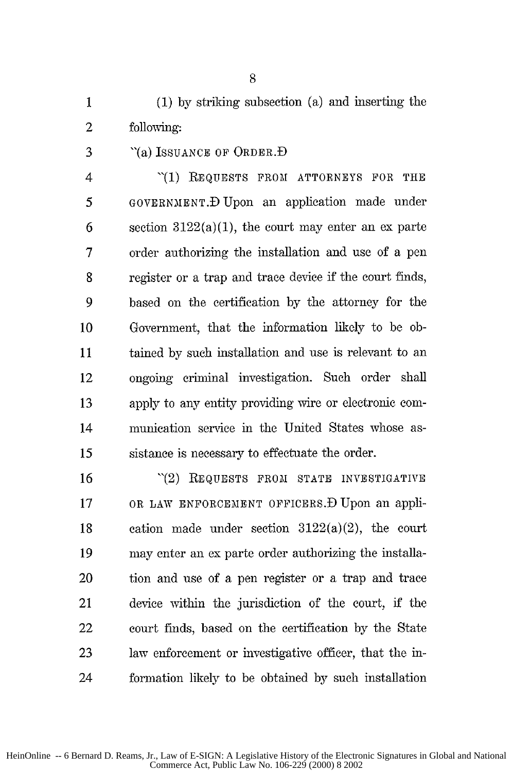(1) by striking subsection (a) and inserting the following:

"(a) ISSUANCE OF ORDER.—

"(1) REQUESTS FROM ATTORNEYS FOR THE GOVERNMENT.—Upon an application made under section 3122(a)(1), the court may enter an ex parte order authorizing the installation and use of a pen register or a trap and trace device if the court finds, based on the certification by the attorney for the Government, that the information likely to be obtained by such installation and use is relevant to an ongoing criminal investigation. Such order shall apply to any entity providing wire or electronic communication service in the United States whose assistance is necessary to effectuate the order.

"(2) REQUESTS FROM STATE INVESTIGATIVE OR LAW ENFORCEMENT OFFICERS.—Upon an application made under section 3122(a)(2), the court may enter an ex parte order authorizing the installation and use of a pen register or a trap and trace device within the jurisdiction of the court, if the court finds, based on the certification by the State law enforcement or investigative officer, that the information likely to be obtained by such installation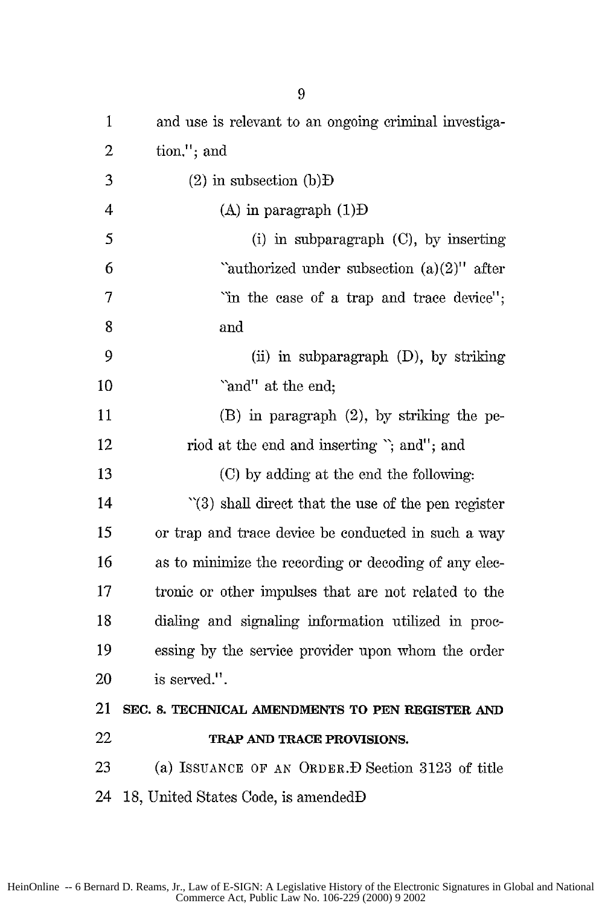and use is relevant to an ongoing criminal investigation."; and

(2) in subsection (b)—

(A) in paragraph (1)—

(i) in subparagraph (C), by inserting "authorized under subsection (a)(2)" after "in the case of a trap and trace device"; and

(ii) in subparagraph (D), by striking "and" at the end;

(B) in paragraph (2), by striking the period at the end and inserting "; and"; and

(C) by adding at the end the following:

"(3) shall direct that the use of the pen register or trap and trace device be conducted in such a way as to minimize the recording or decoding of any electronic or other impulses that are not related to the dialing and signaling information utilized in processing by the service provider upon whom the order is served.".

**SEC. 8. TECHNICAL AMENDMENTS TO PEN REGISTER AND TRAP AND TRACE PROVISIONS.**

(a) ISSUANCE OF AN ORDER.—Section 3123 of title 18, United States Code, is amended—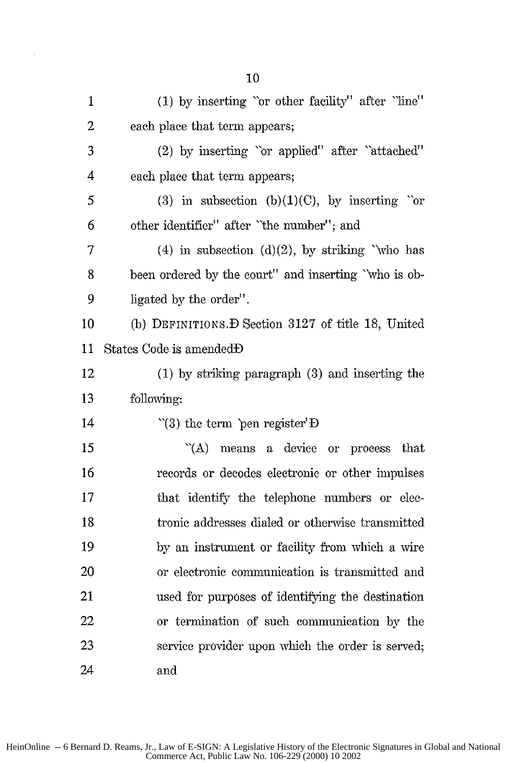(1) by inserting "or other facility" after "line" each place that term appears;

(2) by inserting "or applied" after "attached" each place that term appears;

(3) in subsection (b)(1)(C), by inserting "or other identifier" after "the number"; and

(4) in subsection (d)(2), by striking "who has been ordered by the court" and inserting "who is obligated by the order".

(b) DEFINITIONS.—Section 3127 of title 18, United States Code is amended—

(1) by striking paragraph (3) and inserting the following:

"(3) the term 'pen register'—

"(A) means a device or process that records or decodes electronic or other impulses that identify the telephone numbers or electronic addresses dialed or otherwise transmitted by an instrument or facility from which a wire or electronic communication is transmitted and used for purposes of identifying the destination or termination of such communication by the service provider upon which the order is served; and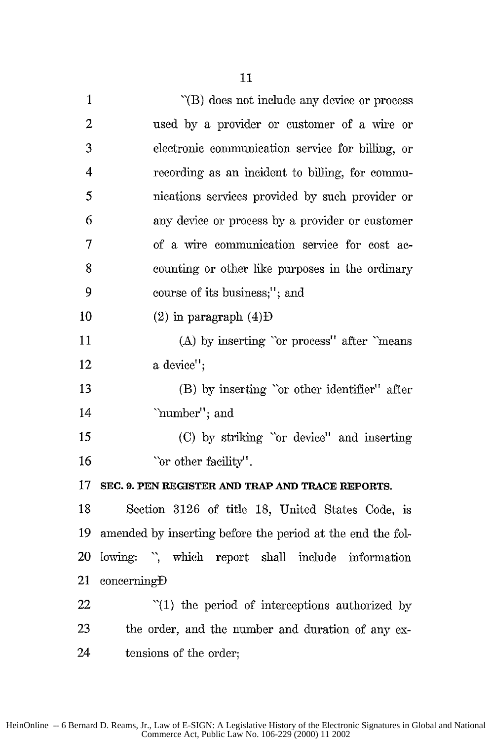"(B) does not include any device or process used by a provider or customer of a wire or electronic communication service for billing, or recording as an incident to billing, for communications services provided by such provider or any device or process by a provider or customer of a wire communication service for cost accounting or other like purposes in the ordinary course of its business;"; and

(2) in paragraph (4)Ð

(A) by inserting "or process" after "means a device";

(B) by inserting "or other identifier" after "number"; and

(C) by striking "or device" and inserting "or other facility".

**SEC. 9. PEN REGISTER AND TRAP AND TRACE REPORTS.**

Section 3126 of title 18, United States Code, is amended by inserting before the period at the end the following: ", which report shall include information concerningÐ

"(1) the period of interceptions authorized by the order, and the number and duration of any extensions of the order;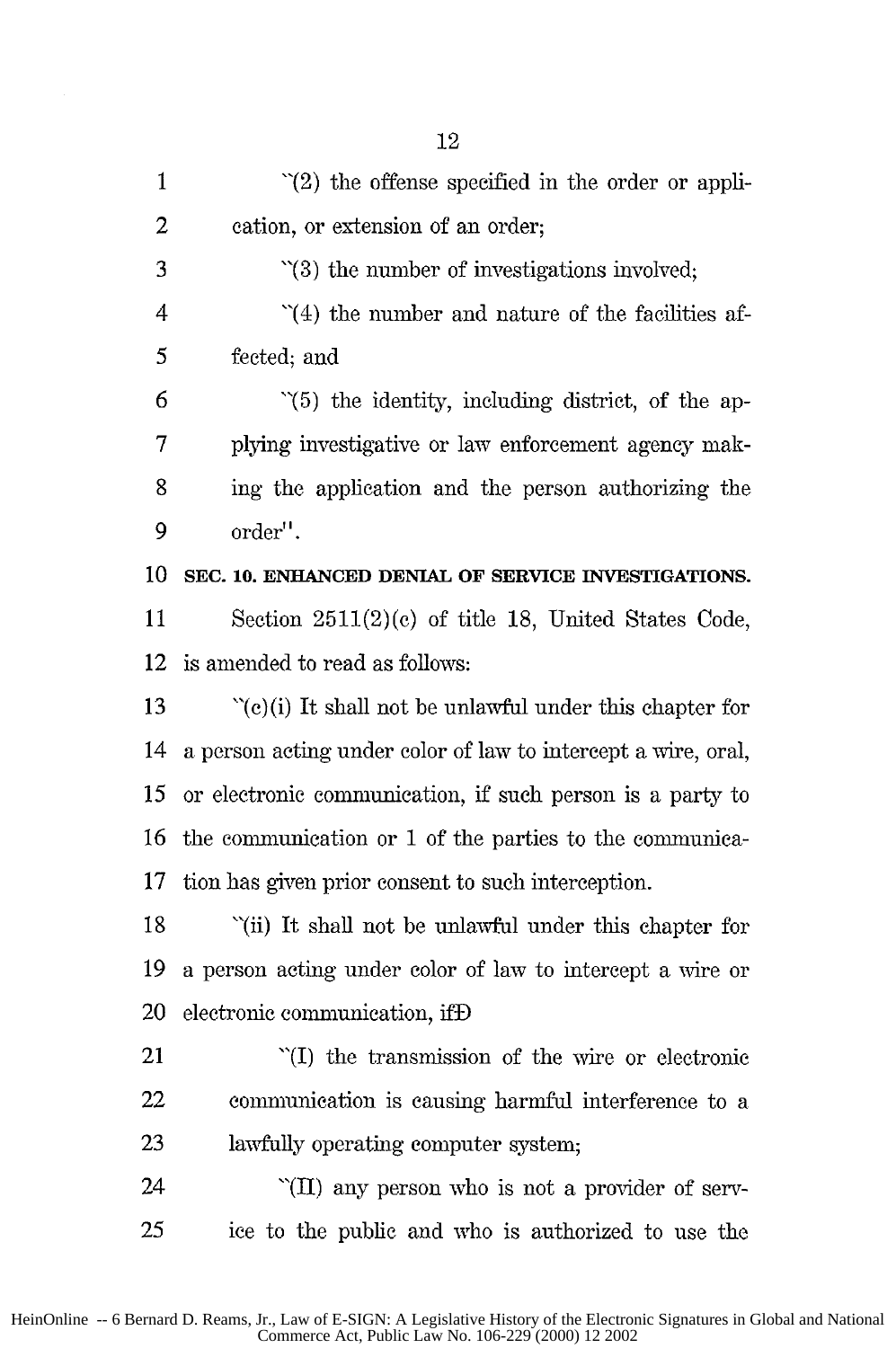"(2) the offense specified in the order or application, or extension of an order;

"(3) the number of investigations involved;

"(4) the number and nature of the facilities affected; and

"(5) the identity, including district, of the applying investigative or law enforcement agency making the application and the person authorizing the order".

**SEC. 10. ENHANCED DENIAL OF SERVICE INVESTIGATIONS.**

Section 2511(2)(c) of title 18, United States Code, is amended to read as follows:

"(c)(i) It shall not be unlawful under this chapter for a person acting under color of law to intercept a wire, oral, or electronic communication, if such person is a party to the communication or 1 of the parties to the communication has given prior consent to such interception.

"(ii) It shall not be unlawful under this chapter for a person acting under color of law to intercept a wire or electronic communication, ifÐ

"(I) the transmission of the wire or electronic communication is causing harmful interference to a lawfully operating computer system;

"(II) any person who is not a provider of service to the public and who is authorized to use the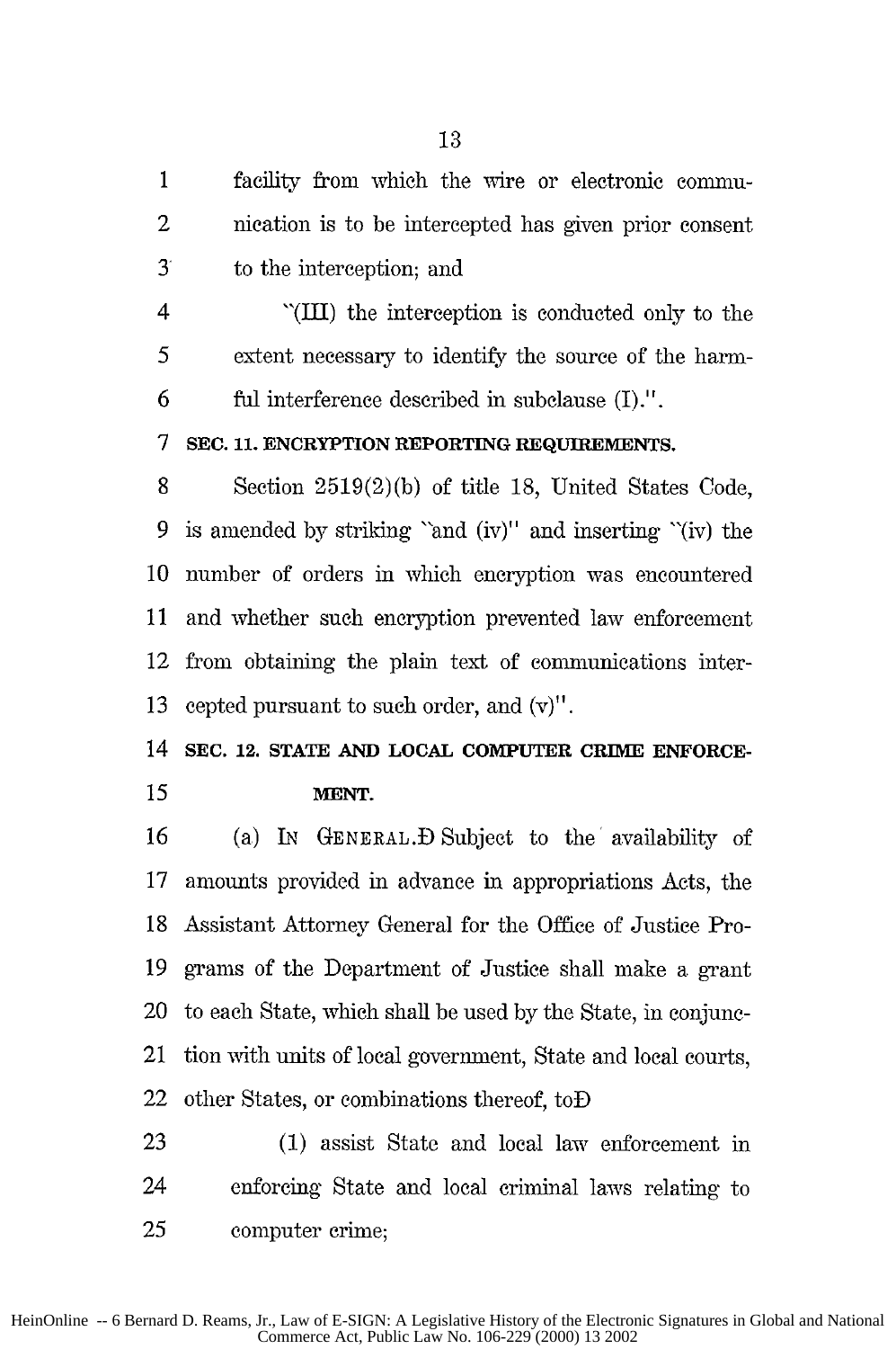facility from which the wire or electronic communication is to be intercepted has given prior consent to the interception; and

"(III) the interception is conducted only to the extent necessary to identify the source of the harmful interference described in subclause (I).".

**SEC. 11. ENCRYPTION REPORTING REQUIREMENTS.**

Section 2519(2)(b) of title 18, United States Code, is amended by striking "and (iv)" and inserting "(iv) the number of orders in which encryption was encountered and whether such encryption prevented law enforcement from obtaining the plain text of communications intercepted pursuant to such order, and (v)".

**SEC. 12. STATE AND LOCAL COMPUTER CRIME ENFORCEMENT.**

(a) IN GENERAL.—Subject to the availability of amounts provided in advance in appropriations Acts, the Assistant Attorney General for the Office of Justice Programs of the Department of Justice shall make a grant to each State, which shall be used by the State, in conjunction with units of local government, State and local courts, other States, or combinations thereof, to—

(1) assist State and local law enforcement in enforcing State and local criminal laws relating to computer crime;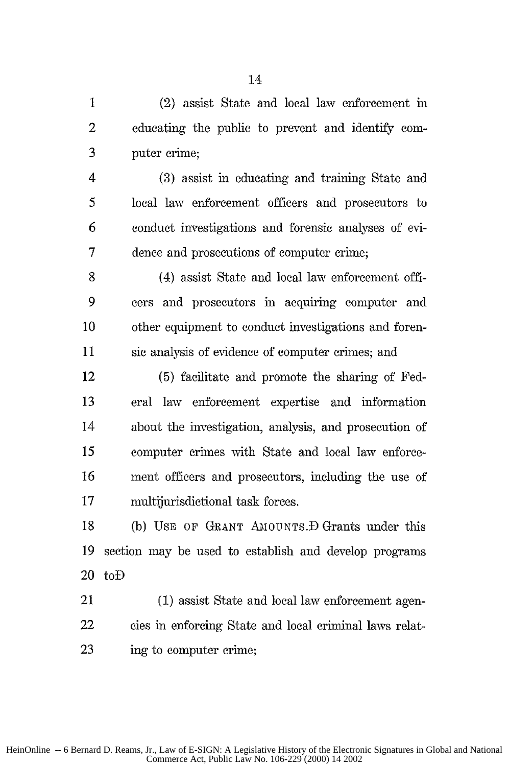(2) assist State and local law enforcement in educating the public to prevent and identify computer crime;

(3) assist in educating and training State and local law enforcement officers and prosecutors to conduct investigations and forensic analyses of evidence and prosecutions of computer crime;

(4) assist State and local law enforcement officers and prosecutors in acquiring computer and other equipment to conduct investigations and forensic analysis of evidence of computer crimes; and

(5) facilitate and promote the sharing of Federal law enforcement expertise and information about the investigation, analysis, and prosecution of computer crimes with State and local law enforcement officers and prosecutors, including the use of multijurisdictional task forces.

(b) USE OF GRANT AMOUNTS.Đ Grants under this section may be used to establish and develop programs toĐ

(1) assist State and local law enforcement agencies in enforcing State and local criminal laws relating to computer crime;

HeinOnline -- 6 Bernard D. Reams, Jr., Law of E-SIGN: A Legislative History of the Electronic Signatures in Global and National Commerce Act, Public Law No. 106-229 (2000) 14 2002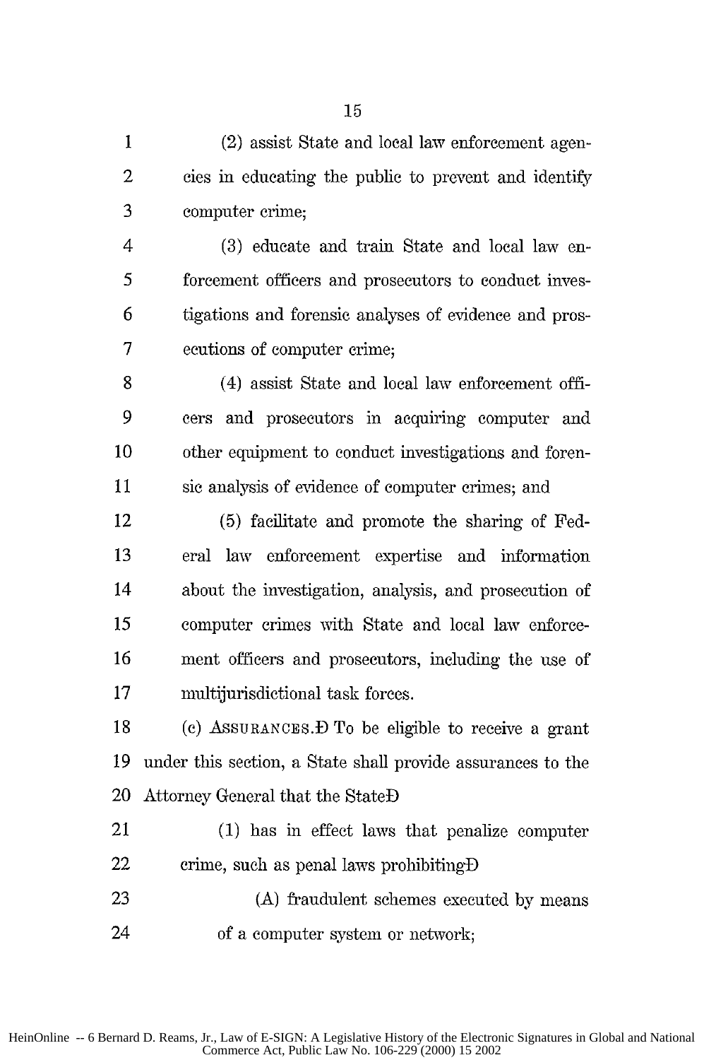(2) assist State and local law enforcement agencies in educating the public to prevent and identify computer crime;

(3) educate and train State and local law enforcement officers and prosecutors to conduct investigations and forensic analyses of evidence and prosecutions of computer crime;

(4) assist State and local law enforcement officers and prosecutors in acquiring computer and other equipment to conduct investigations and forensic analysis of evidence of computer crimes; and

(5) facilitate and promote the sharing of Federal law enforcement expertise and information about the investigation, analysis, and prosecution of computer crimes with State and local law enforcement officers and prosecutors, including the use of multijurisdictional task forces.

(c) ASSURANCES.Ð To be eligible to receive a grant under this section, a State shall provide assurances to the Attorney General that the StateÐ

(1) has in effect laws that penalize computer crime, such as penal laws prohibitingÐ

(A) fraudulent schemes executed by means of a computer system or network;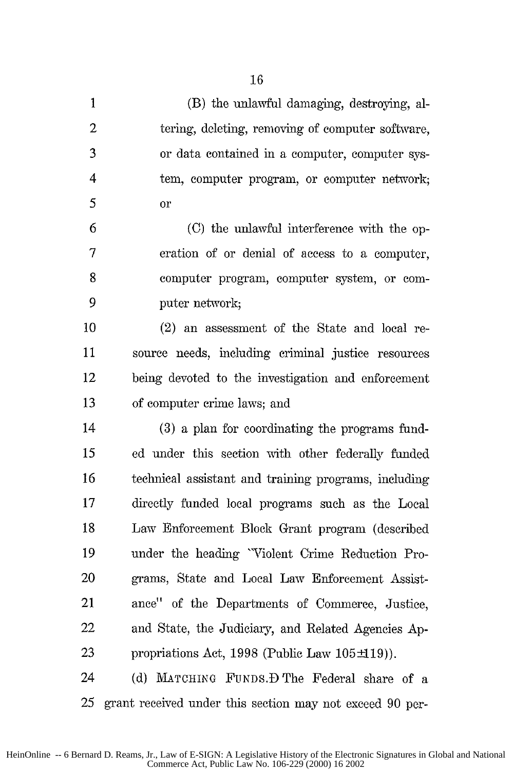(B) the unlawful damaging, destroying, altering, deleting, removing of computer software, or data contained in a computer, computer system, computer program, or computer network; or

(C) the unlawful interference with the operation of or denial of access to a computer, computer program, computer system, or computer network;

(2) an assessment of the State and local resource needs, including criminal justice resources being devoted to the investigation and enforcement of computer crime laws; and

(3) a plan for coordinating the programs funded under this section with other federally funded technical assistant and training programs, including directly funded local programs such as the Local Law Enforcement Block Grant program (described under the heading "Violent Crime Reduction Programs, State and Local Law Enforcement Assistance" of the Departments of Commerce, Justice, and State, the Judiciary, and Related Agencies Appropriations Act, 1998 (Public Law 105±119)).

(d) MATCHING FUNDS.Ð The Federal share of a grant received under this section may not exceed 90 per-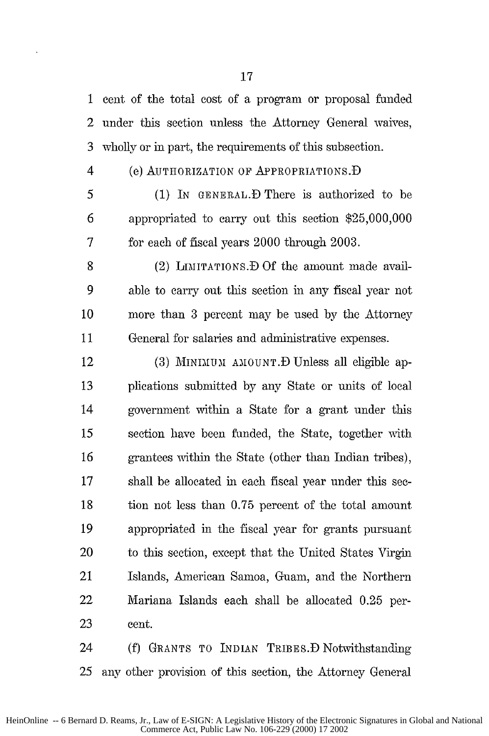cent of the total cost of a program or proposal funded under this section unless the Attorney General waives, wholly or in part, the requirements of this subsection.

(e) AUTHORIZATION OF APPROPRIATIONS.—

(1) IN GENERAL.—There is authorized to be appropriated to carry out this section $25,000,000 for each of fiscal years 2000 through 2003.

(2) LIMITATIONS.—Of the amount made available to carry out this section in any fiscal year not more than 3 percent may be used by the Attorney General for salaries and administrative expenses.

(3) MINIMUM AMOUNT.—Unless all eligible applications submitted by any State or units of local government within a State for a grant under this section have been funded, the State, together with grantees within the State (other than Indian tribes), shall be allocated in each fiscal year under this section not less than 0.75 percent of the total amount appropriated in the fiscal year for grants pursuant to this section, except that the United States Virgin Islands, American Samoa, Guam, and the Northern Mariana Islands each shall be allocated 0.25 percent.

(f) GRANTS TO INDIAN TRIBES.—Notwithstanding any other provision of this section, the Attorney General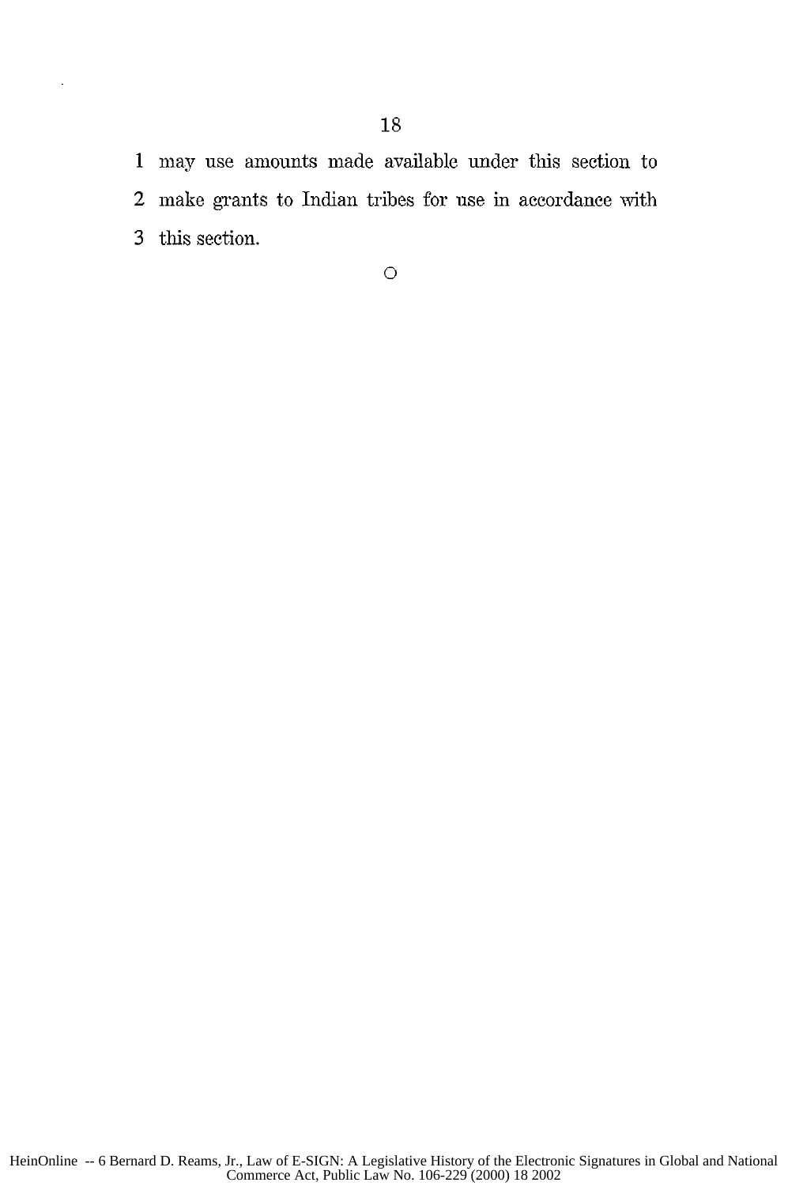1 may use amounts made available under this section to
2 make grants to Indian tribes for use in accordance with
3 this section.

○